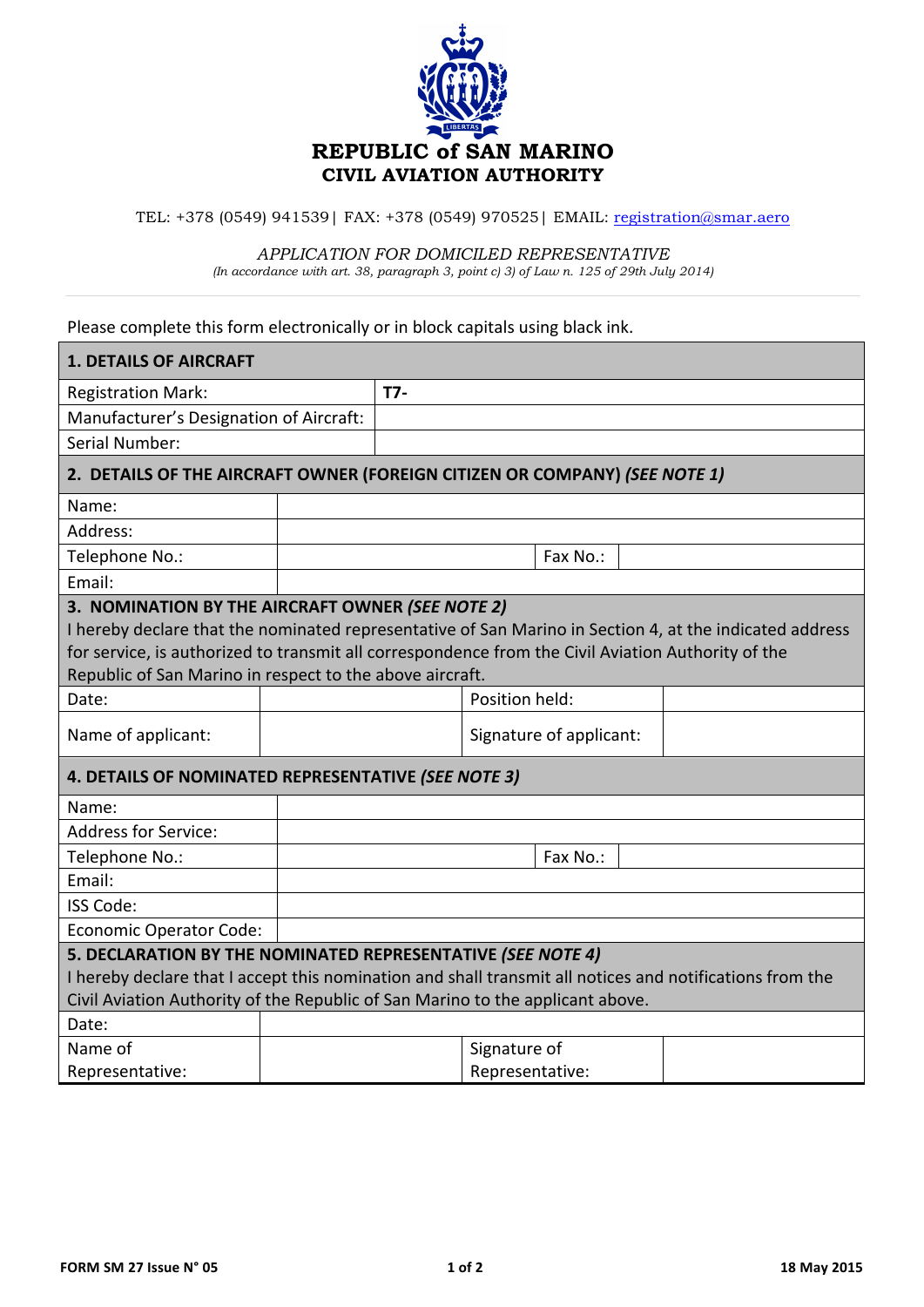# REPUBLIC of SAN MARINO
## CIVIL AVIATION AUTHORITY

TEL: +378 (0549) 941539| FAX: +378 (0549) 970525| EMAIL: registration@smar.aero

*APPLICATION FOR DOMICILED REPRESENTATIVE*

*(In accordance with art. 38, paragraph 3, point c) 3) of Law n. 125 of 29th July 2014)*

Please complete this form electronically or in block capitals using black ink.

| **1. DETAILS OF AIRCRAFT** | |
|---|---|
| Registration Mark: | **T7-** |
| Manufacturer's Designation of Aircraft: | |
| Serial Number: | |

| **2. DETAILS OF THE AIRCRAFT OWNER (FOREIGN CITIZEN OR COMPANY) *(SEE NOTE 1)*** | | | |
|---|---|---|---|
| Name: | | | |
| Address: | | | |
| Telephone No.: | | Fax No.: | |
| Email: | | | |

**3. NOMINATION BY THE AIRCRAFT OWNER *(SEE NOTE 2)***

I hereby declare that the nominated representative of San Marino in Section 4, at the indicated address for service, is authorized to transmit all correspondence from the Civil Aviation Authority of the Republic of San Marino in respect to the above aircraft.

| Date: | | Position held: | |
|---|---|---|---|
| Name of applicant: | | Signature of applicant: | |

| **4. DETAILS OF NOMINATED REPRESENTATIVE *(SEE NOTE 3)*** | | | |
|---|---|---|---|
| Name: | | | |
| Address for Service: | | | |
| Telephone No.: | | Fax No.: | |
| Email: | | | |
| ISS Code: | | | |
| Economic Operator Code: | | | |

**5. DECLARATION BY THE NOMINATED REPRESENTATIVE *(SEE NOTE 4)***

I hereby declare that I accept this nomination and shall transmit all notices and notifications from the Civil Aviation Authority of the Republic of San Marino to the applicant above.

| Date: | | | |
|---|---|---|---|
| Name of Representative: | | Signature of Representative: | |

FORM SM 27 Issue N° 05 — 18 May 2015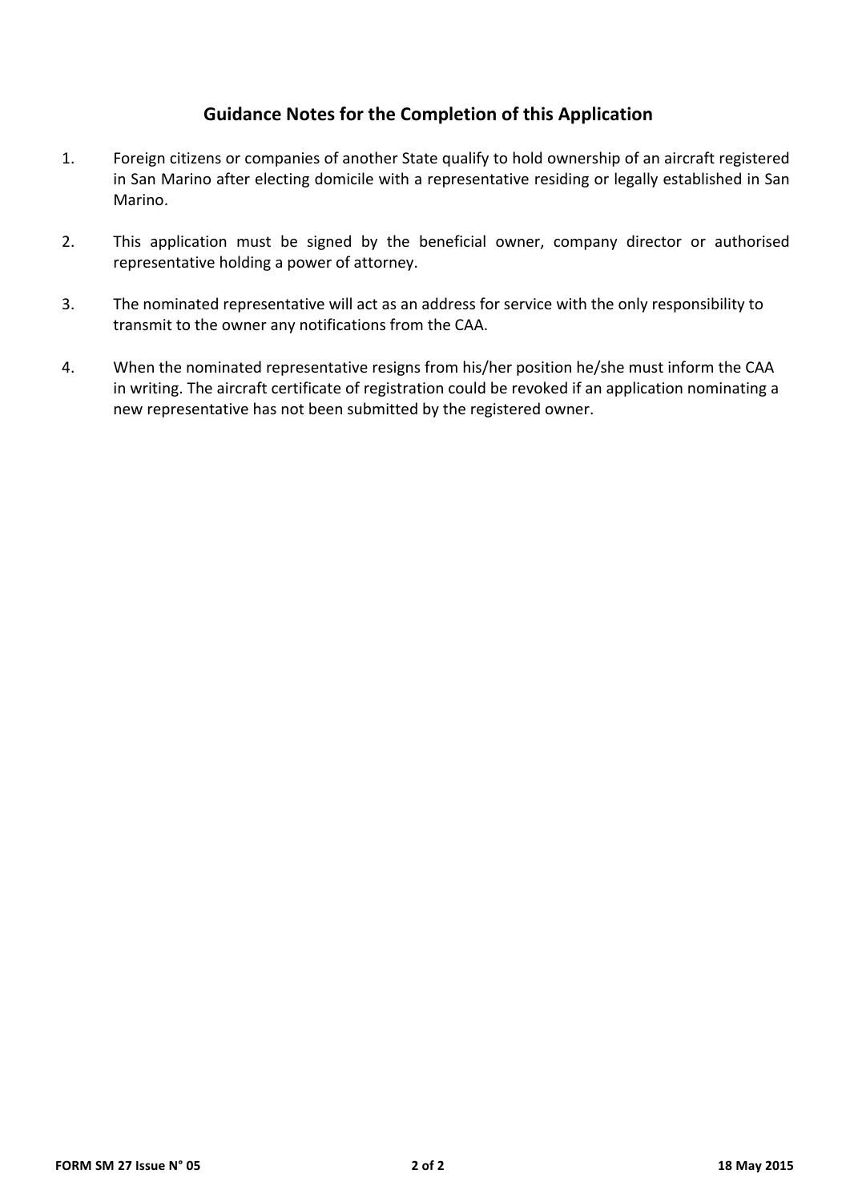## Guidance Notes for the Completion of this Application

1. Foreign citizens or companies of another State qualify to hold ownership of an aircraft registered in San Marino after electing domicile with a representative residing or legally established in San Marino.

2. This application must be signed by the beneficial owner, company director or authorised representative holding a power of attorney.

3. The nominated representative will act as an address for service with the only responsibility to transmit to the owner any notifications from the CAA.

4. When the nominated representative resigns from his/her position he/she must inform the CAA in writing. The aircraft certificate of registration could be revoked if an application nominating a new representative has not been submitted by the registered owner.